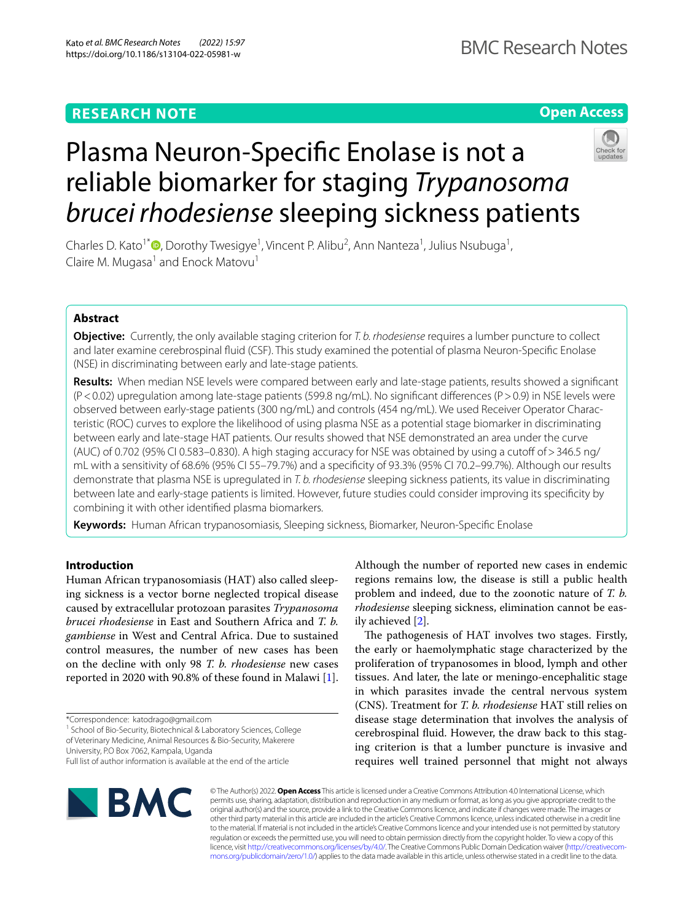RESEARCH NOTE

Open Access

# Plasma Neuron-Specific Enolase is not a reliable biomarker for staging *Trypanosoma brucei rhodesiense* sleeping sickness patients

Charles D. Kato[1*], Dorothy Twesigye[1], Vincent P. Alibu[2], Ann Nanteza[1], Julius Nsubuga[1], Claire M. Mugasa[1] and Enock Matovu[1]

## Abstract

**Objective:** Currently, the only available staging criterion for *T. b. rhodesiense* requires a lumber puncture to collect and later examine cerebrospinal fluid (CSF). This study examined the potential of plasma Neuron-Specific Enolase (NSE) in discriminating between early and late-stage patients.

**Results:** When median NSE levels were compared between early and late-stage patients, results showed a significant ($P < 0.02$) upregulation among late-stage patients (599.8 ng/mL). No significant differences ($P > 0.9$) in NSE levels were observed between early-stage patients (300 ng/mL) and controls (454 ng/mL). We used Receiver Operator Characteristic (ROC) curves to explore the likelihood of using plasma NSE as a potential stage biomarker in discriminating between early and late-stage HAT patients. Our results showed that NSE demonstrated an area under the curve (AUC) of 0.702 (95% CI 0.583–0.830). A high staging accuracy for NSE was obtained by using a cutoff of > 346.5 ng/mL with a sensitivity of 68.6% (95% CI 55–79.7%) and a specificity of 93.3% (95% CI 70.2–99.7%). Although our results demonstrate that plasma NSE is upregulated in *T. b. rhodesiense* sleeping sickness patients, its value in discriminating between late and early-stage patients is limited. However, future studies could consider improving its specificity by combining it with other identified plasma biomarkers.

**Keywords:** Human African trypanosomiasis, Sleeping sickness, Biomarker, Neuron-Specific Enolase

## Introduction

Human African trypanosomiasis (HAT) also called sleeping sickness is a vector borne neglected tropical disease caused by extracellular protozoan parasites *Trypanosoma brucei rhodesiense* in East and Southern Africa and *T. b. gambiense* in West and Central Africa. Due to sustained control measures, the number of new cases has been on the decline with only 98 *T. b. rhodesiense* new cases reported in 2020 with 90.8% of these found in Malawi [1]. Although the number of reported new cases in endemic regions remains low, the disease is still a public health problem and indeed, due to the zoonotic nature of *T. b. rhodesiense* sleeping sickness, elimination cannot be easily achieved [2].

The pathogenesis of HAT involves two stages. Firstly, the early or haemolymphatic stage characterized by the proliferation of trypanosomes in blood, lymph and other tissues. And later, the late or meningo-encephalitic stage in which parasites invade the central nervous system (CNS). Treatment for *T. b. rhodesiense* HAT still relies on disease stage determination that involves the analysis of cerebrospinal fluid. However, the draw back to this staging criterion is that a lumber puncture is invasive and requires well trained personnel that might not always

*Correspondence: katodrago@gmail.com
[1] School of Bio-Security, Biotechnical & Laboratory Sciences, College of Veterinary Medicine, Animal Resources & Bio-Security, Makerere University, P.O Box 7062, Kampala, Uganda
Full list of author information is available at the end of the article

© The Author(s) 2022. **Open Access** This article is licensed under a Creative Commons Attribution 4.0 International License, which permits use, sharing, adaptation, distribution and reproduction in any medium or format, as long as you give appropriate credit to the original author(s) and the source, provide a link to the Creative Commons licence, and indicate if changes were made. The images or other third party material in this article are included in the article's Creative Commons licence, unless indicated otherwise in a credit line to the material. If material is not included in the article's Creative Commons licence and your intended use is not permitted by statutory regulation or exceeds the permitted use, you will need to obtain permission directly from the copyright holder. To view a copy of this licence, visit http://creativecommons.org/licenses/by/4.0/. The Creative Commons Public Domain Dedication waiver (http://creativecommons.org/publicdomain/zero/1.0/) applies to the data made available in this article, unless otherwise stated in a credit line to the data.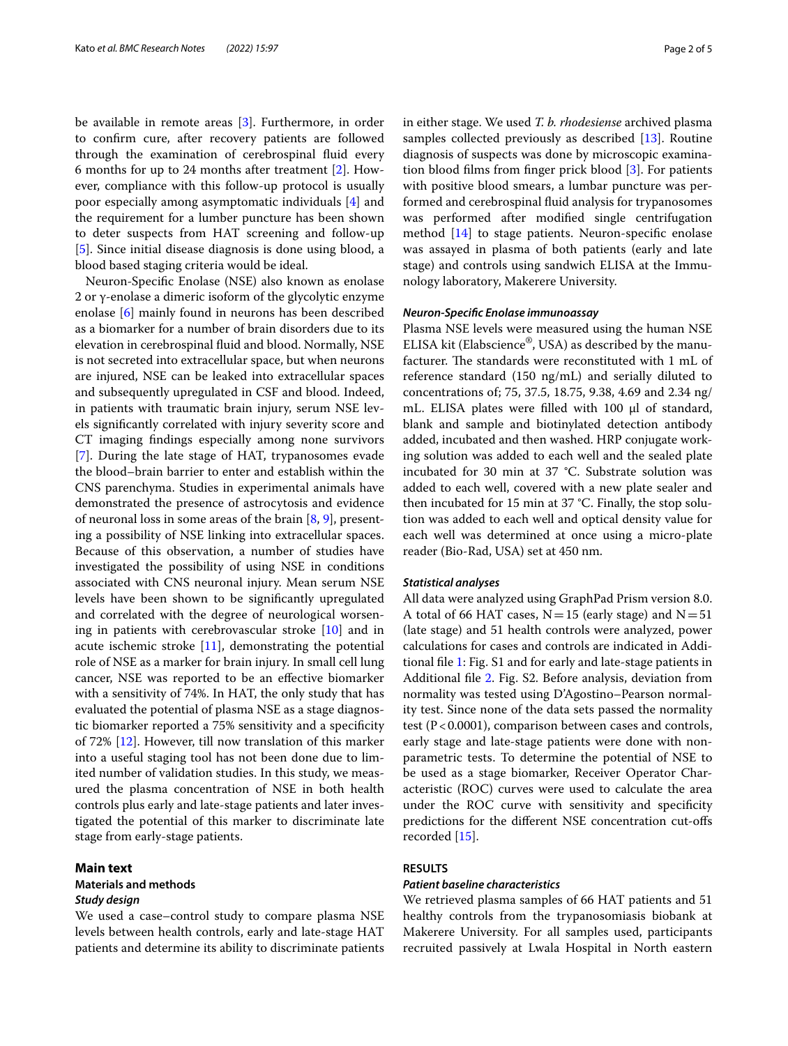be available in remote areas [3]. Furthermore, in order to confirm cure, after recovery patients are followed through the examination of cerebrospinal fluid every 6 months for up to 24 months after treatment [2]. However, compliance with this follow-up protocol is usually poor especially among asymptomatic individuals [4] and the requirement for a lumber puncture has been shown to deter suspects from HAT screening and follow-up [5]. Since initial disease diagnosis is done using blood, a blood based staging criteria would be ideal.

Neuron-Specific Enolase (NSE) also known as enolase 2 or γ-enolase a dimeric isoform of the glycolytic enzyme enolase [6] mainly found in neurons has been described as a biomarker for a number of brain disorders due to its elevation in cerebrospinal fluid and blood. Normally, NSE is not secreted into extracellular space, but when neurons are injured, NSE can be leaked into extracellular spaces and subsequently upregulated in CSF and blood. Indeed, in patients with traumatic brain injury, serum NSE levels significantly correlated with injury severity score and CT imaging findings especially among none survivors [7]. During the late stage of HAT, trypanosomes evade the blood–brain barrier to enter and establish within the CNS parenchyma. Studies in experimental animals have demonstrated the presence of astrocytosis and evidence of neuronal loss in some areas of the brain [8, 9], presenting a possibility of NSE linking into extracellular spaces. Because of this observation, a number of studies have investigated the possibility of using NSE in conditions associated with CNS neuronal injury. Mean serum NSE levels have been shown to be significantly upregulated and correlated with the degree of neurological worsening in patients with cerebrovascular stroke [10] and in acute ischemic stroke [11], demonstrating the potential role of NSE as a marker for brain injury. In small cell lung cancer, NSE was reported to be an effective biomarker with a sensitivity of 74%. In HAT, the only study that has evaluated the potential of plasma NSE as a stage diagnostic biomarker reported a 75% sensitivity and a specificity of 72% [12]. However, till now translation of this marker into a useful staging tool has not been done due to limited number of validation studies. In this study, we measured the plasma concentration of NSE in both health controls plus early and late-stage patients and later investigated the potential of this marker to discriminate late stage from early-stage patients.

## Main text

### Materials and methods

#### *Study design*

We used a case–control study to compare plasma NSE levels between health controls, early and late-stage HAT patients and determine its ability to discriminate patients in either stage. We used *T. b. rhodesiense* archived plasma samples collected previously as described [13]. Routine diagnosis of suspects was done by microscopic examination blood films from finger prick blood [3]. For patients with positive blood smears, a lumbar puncture was performed and cerebrospinal fluid analysis for trypanosomes was performed after modified single centrifugation method [14] to stage patients. Neuron-specific enolase was assayed in plasma of both patients (early and late stage) and controls using sandwich ELISA at the Immunology laboratory, Makerere University.

#### *Neuron-Specific Enolase immunoassay*

Plasma NSE levels were measured using the human NSE ELISA kit (Elabscience®, USA) as described by the manufacturer. The standards were reconstituted with 1 mL of reference standard (150 ng/mL) and serially diluted to concentrations of; 75, 37.5, 18.75, 9.38, 4.69 and 2.34 ng/mL. ELISA plates were filled with 100 µl of standard, blank and sample and biotinylated detection antibody added, incubated and then washed. HRP conjugate working solution was added to each well and the sealed plate incubated for 30 min at 37 °C. Substrate solution was added to each well, covered with a new plate sealer and then incubated for 15 min at 37 °C. Finally, the stop solution was added to each well and optical density value for each well was determined at once using a micro-plate reader (Bio-Rad, USA) set at 450 nm.

#### *Statistical analyses*

All data were analyzed using GraphPad Prism version 8.0. A total of 66 HAT cases, $N = 15$ (early stage) and $N = 51$ (late stage) and 51 health controls were analyzed, power calculations for cases and controls are indicated in Additional file 1: Fig. S1 and for early and late-stage patients in Additional file 2. Fig. S2. Before analysis, deviation from normality was tested using D'Agostino–Pearson normality test. Since none of the data sets passed the normality test ($P < 0.0001$), comparison between cases and controls, early stage and late-stage patients were done with non-parametric tests. To determine the potential of NSE to be used as a stage biomarker, Receiver Operator Characteristic (ROC) curves were used to calculate the area under the ROC curve with sensitivity and specificity predictions for the different NSE concentration cut-offs recorded [15].

### RESULTS

#### *Patient baseline characteristics*

We retrieved plasma samples of 66 HAT patients and 51 healthy controls from the trypanosomiasis biobank at Makerere University. For all samples used, participants recruited passively at Lwala Hospital in North eastern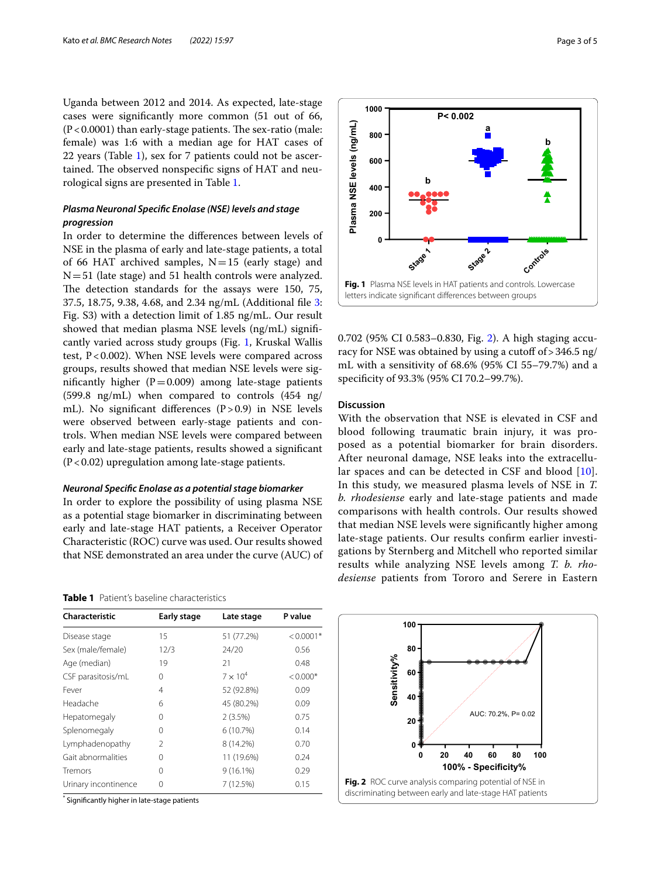Uganda between 2012 and 2014. As expected, late-stage cases were significantly more common (51 out of 66, (P < 0.0001) than early-stage patients. The sex-ratio (male: female) was 1:6 with a median age for HAT cases of 22 years (Table 1), sex for 7 patients could not be ascertained. The observed nonspecific signs of HAT and neurological signs are presented in Table 1.

### *Plasma Neuronal Specific Enolase (NSE) levels and stage progression*

In order to determine the differences between levels of NSE in the plasma of early and late-stage patients, a total of 66 HAT archived samples, N = 15 (early stage) and N = 51 (late stage) and 51 health controls were analyzed. The detection standards for the assays were 150, 75, 37.5, 18.75, 9.38, 4.68, and 2.34 ng/mL (Additional file 3: Fig. S3) with a detection limit of 1.85 ng/mL. Our result showed that median plasma NSE levels (ng/mL) significantly varied across study groups (Fig. 1, Kruskal Wallis test, P < 0.002). When NSE levels were compared across groups, results showed that median NSE levels were significantly higher (P = 0.009) among late-stage patients (599.8 ng/mL) when compared to controls (454 ng/mL). No significant differences (P > 0.9) in NSE levels were observed between early-stage patients and controls. When median NSE levels were compared between early and late-stage patients, results showed a significant (P < 0.02) upregulation among late-stage patients.

### *Neuronal Specific Enolase as a potential stage biomarker*

In order to explore the possibility of using plasma NSE as a potential stage biomarker in discriminating between early and late-stage HAT patients, a Receiver Operator Characteristic (ROC) curve was used. Our results showed that NSE demonstrated an area under the curve (AUC) of 0.702 (95% CI 0.583–0.830, Fig. 2). A high staging accuracy for NSE was obtained by using a cutoff of > 346.5 ng/mL with a sensitivity of 68.6% (95% CI 55–79.7%) and a specificity of 93.3% (95% CI 70.2–99.7%).

**Fig. 1** Plasma NSE levels in HAT patients and controls. Lowercase letters indicate significant differences between groups

## Discussion

With the observation that NSE is elevated in CSF and blood following traumatic brain injury, it was proposed as a potential biomarker for brain disorders. After neuronal damage, NSE leaks into the extracellular spaces and can be detected in CSF and blood [10]. In this study, we measured plasma levels of NSE in *T. b. rhodesiense* early and late-stage patients and made comparisons with health controls. Our results showed that median NSE levels were significantly higher among late-stage patients. Our results confirm earlier investigations by Sternberg and Mitchell who reported similar results while analyzing NSE levels among *T. b. rhodesiense* patients from Tororo and Serere in Eastern

**Table 1** Patient's baseline characteristics

| Characteristic | Early stage | Late stage | P value |
|---|---|---|---|
| Disease stage | 15 | 51 (77.2%) | < 0.0001* |
| Sex (male/female) | 12/3 | 24/20 | 0.56 |
| Age (median) | 19 | 21 | 0.48 |
| CSF parasitosis/mL | 0 | $7 \times 10^4$ | < 0.000* |
| Fever | 4 | 52 (92.8%) | 0.09 |
| Headache | 6 | 45 (80.2%) | 0.09 |
| Hepatomegaly | 0 | 2 (3.5%) | 0.75 |
| Splenomegaly | 0 | 6 (10.7%) | 0.14 |
| Lymphadenopathy | 2 | 8 (14.2%) | 0.70 |
| Gait abnormalities | 0 | 11 (19.6%) | 0.24 |
| Tremors | 0 | 9 (16.1%) | 0.29 |
| Urinary incontinence | 0 | 7 (12.5%) | 0.15 |

\* Significantly higher in late-stage patients

**Fig. 2** ROC curve analysis comparing potential of NSE in discriminating between early and late-stage HAT patients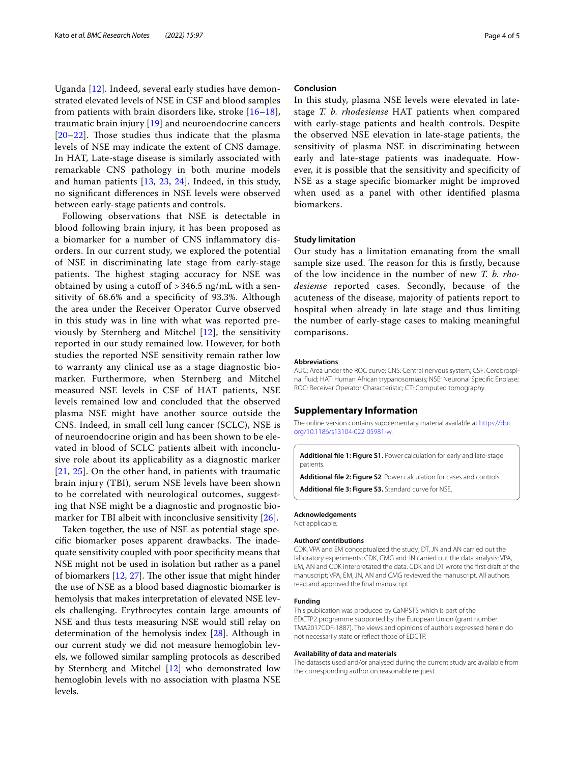Uganda [12]. Indeed, several early studies have demonstrated elevated levels of NSE in CSF and blood samples from patients with brain disorders like, stroke [16–18], traumatic brain injury [19] and neuroendocrine cancers [20–22]. Those studies thus indicate that the plasma levels of NSE may indicate the extent of CNS damage. In HAT, Late-stage disease is similarly associated with remarkable CNS pathology in both murine models and human patients [13, 23, 24]. Indeed, in this study, no significant differences in NSE levels were observed between early-stage patients and controls.

Following observations that NSE is detectable in blood following brain injury, it has been proposed as a biomarker for a number of CNS inflammatory disorders. In our current study, we explored the potential of NSE in discriminating late stage from early-stage patients. The highest staging accuracy for NSE was obtained by using a cutoff of > 346.5 ng/mL with a sensitivity of 68.6% and a specificity of 93.3%. Although the area under the Receiver Operator Curve observed in this study was in line with what was reported previously by Sternberg and Mitchel [12], the sensitivity reported in our study remained low. However, for both studies the reported NSE sensitivity remain rather low to warranty any clinical use as a stage diagnostic biomarker. Furthermore, when Sternberg and Mitchel measured NSE levels in CSF of HAT patients, NSE levels remained low and concluded that the observed plasma NSE might have another source outside the CNS. Indeed, in small cell lung cancer (SCLC), NSE is of neuroendocrine origin and has been shown to be elevated in blood of SCLC patients albeit with inconclusive role about its applicability as a diagnostic marker [21, 25]. On the other hand, in patients with traumatic brain injury (TBI), serum NSE levels have been shown to be correlated with neurological outcomes, suggesting that NSE might be a diagnostic and prognostic biomarker for TBI albeit with inconclusive sensitivity [26].

Taken together, the use of NSE as potential stage specific biomarker poses apparent drawbacks. The inadequate sensitivity coupled with poor specificity means that NSE might not be used in isolation but rather as a panel of biomarkers [12, 27]. The other issue that might hinder the use of NSE as a blood based diagnostic biomarker is hemolysis that makes interpretation of elevated NSE levels challenging. Erythrocytes contain large amounts of NSE and thus tests measuring NSE would still relay on determination of the hemolysis index [28]. Although in our current study we did not measure hemoglobin levels, we followed similar sampling protocols as described by Sternberg and Mitchel [12] who demonstrated low hemoglobin levels with no association with plasma NSE levels.

## Conclusion

In this study, plasma NSE levels were elevated in late-stage *T. b. rhodesiense* HAT patients when compared with early-stage patients and health controls. Despite the observed NSE elevation in late-stage patients, the sensitivity of plasma NSE in discriminating between early and late-stage patients was inadequate. However, it is possible that the sensitivity and specificity of NSE as a stage specific biomarker might be improved when used as a panel with other identified plasma biomarkers.

## Study limitation

Our study has a limitation emanating from the small sample size used. The reason for this is firstly, because of the low incidence in the number of new *T. b. rhodesiense* reported cases. Secondly, because of the acuteness of the disease, majority of patients report to hospital when already in late stage and thus limiting the number of early-stage cases to making meaningful comparisons.

#### Abbreviations

AUC: Area under the ROC curve; CNS: Central nervous system; CSF: Cerebrospinal fluid; HAT: Human African trypanosomiasis; NSE: Neuronal Specific Enolase; ROC: Receiver Operator Characteristic; CT: Computed tomography.

## Supplementary Information

The online version contains supplementary material available at https://doi.org/10.1186/s13104-022-05981-w.

**Additional file 1: Figure S1.** Power calculation for early and late-stage patients.

**Additional file 2: Figure S2**. Power calculation for cases and controls.

**Additional file 3: Figure S3.** Standard curve for NSE.

#### Acknowledgements

Not applicable.

#### Authors' contributions

CDK, VPA and EM conceptualized the study; DT, JN and AN carried out the laboratory experiments; CDK, CMG and JN carried out the data analysis; VPA, EM, AN and CDK interpretated the data. CDK and DT wrote the first draft of the manuscript; VPA, EM, JN, AN and CMG reviewed the manuscript. All authors read and approved the final manuscript.

#### Funding

This publication was produced by CaNPSTS which is part of the EDCTP2 programme supported by the European Union (grant number TMA2017CDF-1887). The views and opinions of authors expressed herein do not necessarily state or reflect those of EDCTP.

#### Availability of data and materials

The datasets used and/or analysed during the current study are available from the corresponding author on reasonable request.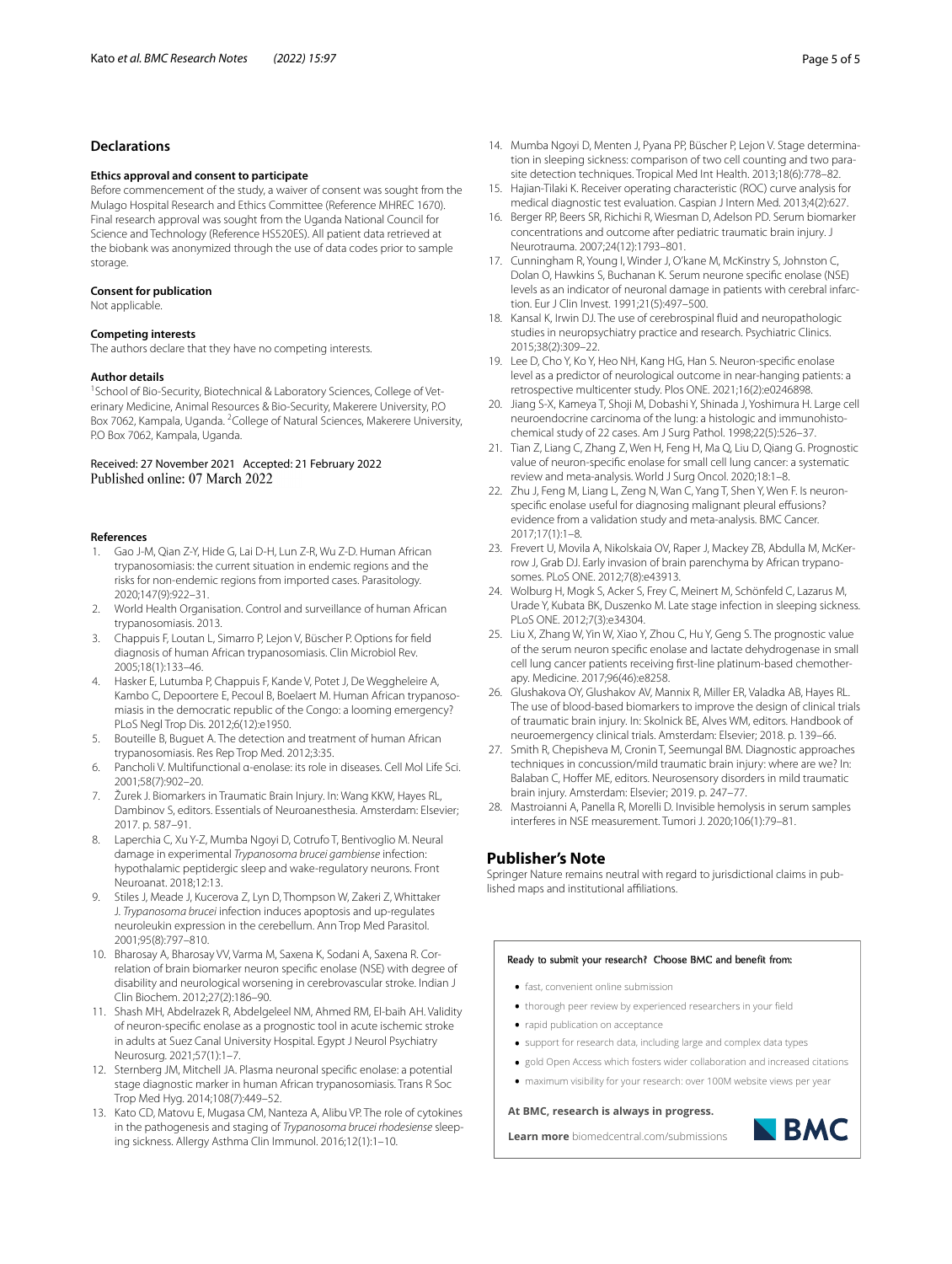## Declarations

### Ethics approval and consent to participate

Before commencement of the study, a waiver of consent was sought from the Mulago Hospital Research and Ethics Committee (Reference MHREC 1670). Final research approval was sought from the Uganda National Council for Science and Technology (Reference HS520ES). All patient data retrieved at the biobank was anonymized through the use of data codes prior to sample storage.

### Consent for publication

Not applicable.

### Competing interests

The authors declare that they have no competing interests.

### Author details

[1] School of Bio-Security, Biotechnical & Laboratory Sciences, College of Veterinary Medicine, Animal Resources & Bio-Security, Makerere University, P.O Box 7062, Kampala, Uganda. [2] College of Natural Sciences, Makerere University, P.O Box 7062, Kampala, Uganda.

Received: 27 November 2021 Accepted: 21 February 2022
Published online: 07 March 2022

### References

1. Gao J-M, Qian Z-Y, Hide G, Lai D-H, Lun Z-R, Wu Z-D. Human African trypanosomiasis: the current situation in endemic regions and the risks for non-endemic regions from imported cases. Parasitology. 2020;147(9):922–31.
2. World Health Organisation. Control and surveillance of human African trypanosomiasis. 2013.
3. Chappuis F, Loutan L, Simarro P, Lejon V, Büscher P. Options for field diagnosis of human African trypanosomiasis. Clin Microbiol Rev. 2005;18(1):133–46.
4. Hasker E, Lutumba P, Chappuis F, Kande V, Potet J, De Weggheleire A, Kambo C, Depoortere E, Pecoul B, Boelaert M. Human African trypanosomiasis in the democratic republic of the Congo: a looming emergency? PLoS Negl Trop Dis. 2012;6(12):e1950.
5. Bouteille B, Buguet A. The detection and treatment of human African trypanosomiasis. Res Rep Trop Med. 2012;3:35.
6. Pancholi V. Multifunctional α-enolase: its role in diseases. Cell Mol Life Sci. 2001;58(7):902–20.
7. Żurek J. Biomarkers in Traumatic Brain Injury. In: Wang KKW, Hayes RL, Dambinov S, editors. Essentials of Neuroanesthesia. Amsterdam: Elsevier; 2017. p. 587–91.
8. Laperchia C, Xu Y-Z, Mumba Ngoyi D, Cotrufo T, Bentivoglio M. Neural damage in experimental *Trypanosoma brucei gambiense* infection: hypothalamic peptidergic sleep and wake-regulatory neurons. Front Neuroanat. 2018;12:13.
9. Stiles J, Meade J, Kucerova Z, Lyn D, Thompson W, Zakeri Z, Whittaker J. *Trypanosoma brucei* infection induces apoptosis and up-regulates neuroleukin expression in the cerebellum. Ann Trop Med Parasitol. 2001;95(8):797–810.
10. Bharosay A, Bharosay VV, Varma M, Saxena K, Sodani A, Saxena R. Correlation of brain biomarker neuron specific enolase (NSE) with degree of disability and neurological worsening in cerebrovascular stroke. Indian J Clin Biochem. 2012;27(2):186–90.
11. Shash MH, Abdelrazek R, Abdelgeleel NM, Ahmed RM, El-baih AH. Validity of neuron-specific enolase as a prognostic tool in acute ischemic stroke in adults at Suez Canal University Hospital. Egypt J Neurol Psychiatry Neurosurg. 2021;57(1):1–7.
12. Sternberg JM, Mitchell JA. Plasma neuronal specific enolase: a potential stage diagnostic marker in human African trypanosomiasis. Trans R Soc Trop Med Hyg. 2014;108(7):449–52.
13. Kato CD, Matovu E, Mugasa CM, Nanteza A, Alibu VP. The role of cytokines in the pathogenesis and staging of *Trypanosoma brucei rhodesiense* sleeping sickness. Allergy Asthma Clin Immunol. 2016;12(1):1–10.
14. Mumba Ngoyi D, Menten J, Pyana PP, Büscher P, Lejon V. Stage determination in sleeping sickness: comparison of two cell counting and two parasite detection techniques. Tropical Med Int Health. 2013;18(6):778–82.
15. Hajian-Tilaki K. Receiver operating characteristic (ROC) curve analysis for medical diagnostic test evaluation. Caspian J Intern Med. 2013;4(2):627.
16. Berger RP, Beers SR, Richichi R, Wiesman D, Adelson PD. Serum biomarker concentrations and outcome after pediatric traumatic brain injury. J Neurotrauma. 2007;24(12):1793–801.
17. Cunningham R, Young I, Winder J, O'kane M, McKinstry S, Johnston C, Dolan O, Hawkins S, Buchanan K. Serum neurone specific enolase (NSE) levels as an indicator of neuronal damage in patients with cerebral infarction. Eur J Clin Invest. 1991;21(5):497–500.
18. Kansal K, Irwin DJ. The use of cerebrospinal fluid and neuropathologic studies in neuropsychiatry practice and research. Psychiatric Clinics. 2015;38(2):309–22.
19. Lee D, Cho Y, Ko Y, Heo NH, Kang HG, Han S. Neuron-specific enolase level as a predictor of neurological outcome in near-hanging patients: a retrospective multicenter study. Plos ONE. 2021;16(2):e0246898.
20. Jiang S-X, Kameya T, Shoji M, Dobashi Y, Shinada J, Yoshimura H. Large cell neuroendocrine carcinoma of the lung: a histologic and immunohistochemical study of 22 cases. Am J Surg Pathol. 1998;22(5):526–37.
21. Tian Z, Liang C, Zhang Z, Wen H, Feng H, Ma Q, Liu D, Qiang G. Prognostic value of neuron-specific enolase for small cell lung cancer: a systematic review and meta-analysis. World J Surg Oncol. 2020;18:1–8.
22. Zhu J, Feng M, Liang L, Zeng N, Wan C, Yang T, Shen Y, Wen F. Is neuron-specific enolase useful for diagnosing malignant pleural effusions? evidence from a validation study and meta-analysis. BMC Cancer. 2017;17(1):1–8.
23. Frevert U, Movila A, Nikolskaia OV, Raper J, Mackey ZB, Abdulla M, McKerrow J, Grab DJ. Early invasion of brain parenchyma by African trypanosomes. PLoS ONE. 2012;7(8):e43913.
24. Wolburg H, Mogk S, Acker S, Frey C, Meinert M, Schönfeld C, Lazarus M, Urade Y, Kubata BK, Duszenko M. Late stage infection in sleeping sickness. PLoS ONE. 2012;7(3):e34304.
25. Liu X, Zhang W, Yin W, Xiao Y, Zhou C, Hu Y, Geng S. The prognostic value of the serum neuron specific enolase and lactate dehydrogenase in small cell lung cancer patients receiving first-line platinum-based chemotherapy. Medicine. 2017;96(46):e8258.
26. Glushakova OY, Glushakov AV, Mannix R, Miller ER, Valadka AB, Hayes RL. The use of blood-based biomarkers to improve the design of clinical trials of traumatic brain injury. In: Skolnick BE, Alves WM, editors. Handbook of neuroemergency clinical trials. Amsterdam: Elsevier; 2018. p. 139–66.
27. Smith R, Chepisheva M, Cronin T, Seemungal BM. Diagnostic approaches techniques in concussion/mild traumatic brain injury: where are we? In: Balaban C, Hoffer ME, editors. Neurosensory disorders in mild traumatic brain injury. Amsterdam: Elsevier; 2019. p. 247–77.
28. Mastroianni A, Panella R, Morelli D. Invisible hemolysis in serum samples interferes in NSE measurement. Tumori J. 2020;106(1):79–81.

## Publisher's Note

Springer Nature remains neutral with regard to jurisdictional claims in published maps and institutional affiliations.

Ready to submit your research? Choose BMC and benefit from:

- fast, convenient online submission
- thorough peer review by experienced researchers in your field
- rapid publication on acceptance
- support for research data, including large and complex data types
- gold Open Access which fosters wider collaboration and increased citations
- maximum visibility for your research: over 100M website views per year

**At BMC, research is always in progress.**

**Learn more** biomedcentral.com/submissions

BMC